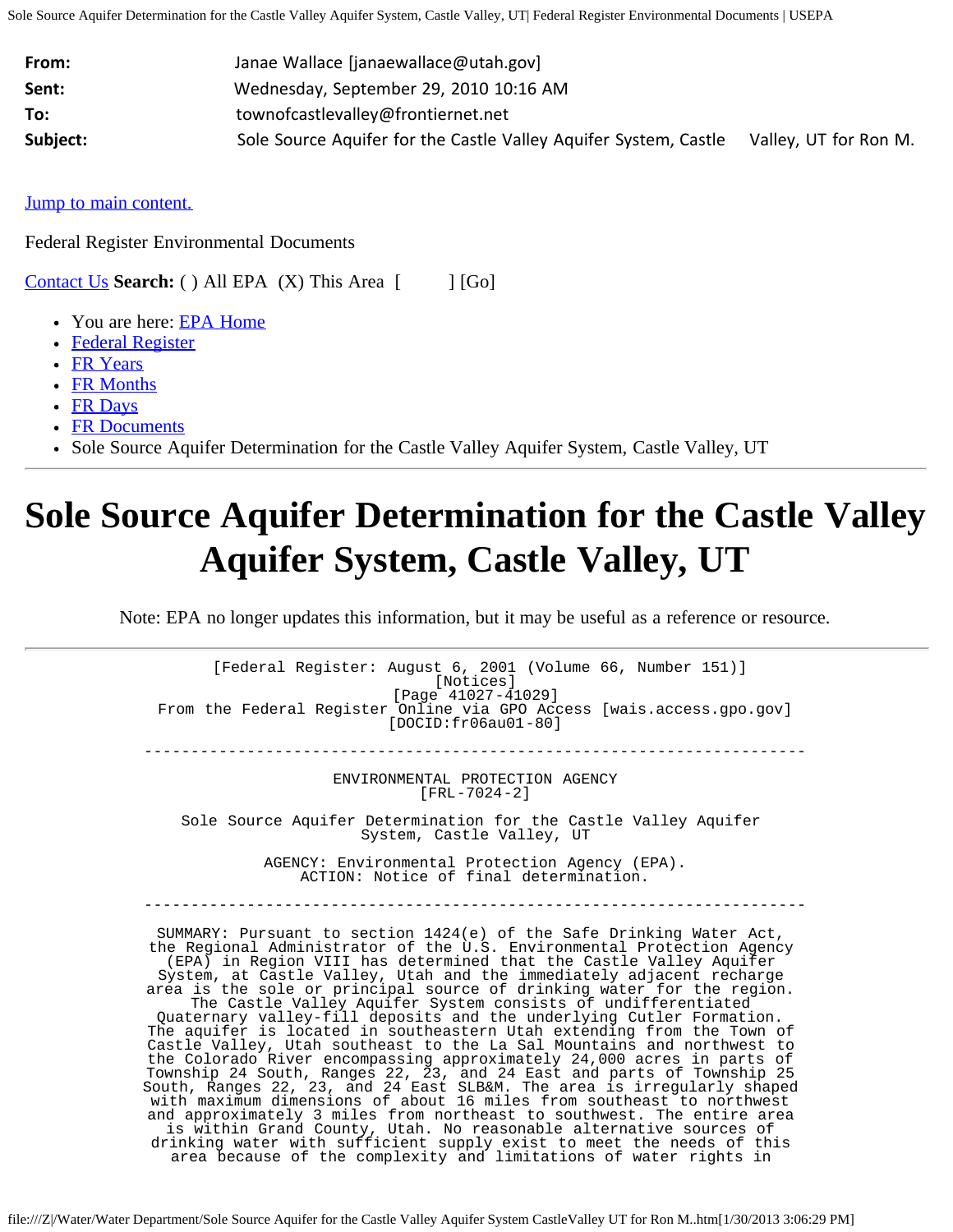| | |
|---|---|
| **From:** | Janae Wallace [janaewallace@utah.gov] |
| **Sent:** | Wednesday, September 29, 2010 10:16 AM |
| **To:** | townofcastlevalley@frontiernet.net |
| **Subject:** | Sole Source Aquifer for the Castle Valley Aquifer System, Castle Valley, UT for Ron M. |

Jump to main content.

Federal Register Environmental Documents

Contact Us **Search:** ( ) All EPA (X) This Area [ ] [Go]

- You are here: EPA Home
- Federal Register
- FR Years
- FR Months
- FR Days
- FR Documents
- Sole Source Aquifer Determination for the Castle Valley Aquifer System, Castle Valley, UT

# Sole Source Aquifer Determination for the Castle Valley Aquifer System, Castle Valley, UT

Note: EPA no longer updates this information, but it may be useful as a reference or resource.

```
[Federal Register: August 6, 2001 (Volume 66, Number 151)]
[Notices]
[Page 41027-41029]
From the Federal Register Online via GPO Access [wais.access.gpo.gov]
[DOCID:fr06au01-80]

-----------------------------------------------------------------------

ENVIRONMENTAL PROTECTION AGENCY
[FRL-7024-2]

Sole Source Aquifer Determination for the Castle Valley Aquifer
System, Castle Valley, UT

AGENCY: Environmental Protection Agency (EPA).
ACTION: Notice of final determination.

-----------------------------------------------------------------------

SUMMARY: Pursuant to section 1424(e) of the Safe Drinking Water Act,
the Regional Administrator of the U.S. Environmental Protection Agency
(EPA) in Region VIII has determined that the Castle Valley Aquifer
System, at Castle Valley, Utah and the immediately adjacent recharge
area is the sole or principal source of drinking water for the region.
The Castle Valley Aquifer System consists of undifferentiated
Quaternary valley-fill deposits and the underlying Cutler Formation.
The aquifer is located in southeastern Utah extending from the Town of
Castle Valley, Utah southeast to the La Sal Mountains and northwest to
the Colorado River encompassing approximately 24,000 acres in parts of
Township 24 South, Ranges 22, 23, and 24 East and parts of Township 25
South, Ranges 22, 23, and 24 East SLB&M. The area is irregularly shaped
with maximum dimensions of about 16 miles from southeast to northwest
and approximately 3 miles from northeast to southwest. The entire area
is within Grand County, Utah. No reasonable alternative sources of
drinking water with sufficient supply exist to meet the needs of this
area because of the complexity and limitations of water rights in
```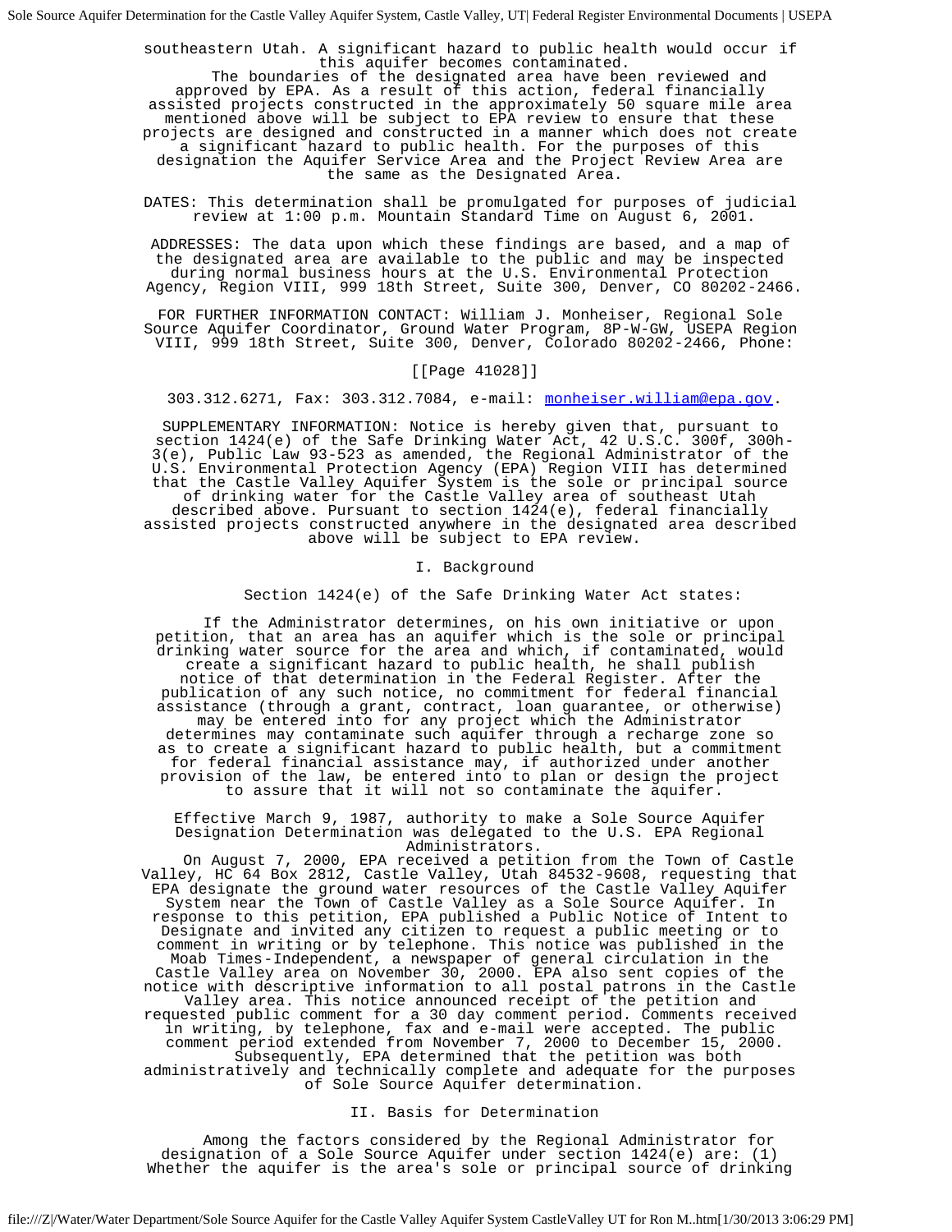southeastern Utah. A significant hazard to public health would occur if this aquifer becomes contaminated.

The boundaries of the designated area have been reviewed and approved by EPA. As a result of this action, federal financially assisted projects constructed in the approximately 50 square mile area mentioned above will be subject to EPA review to ensure that these projects are designed and constructed in a manner which does not create a significant hazard to public health. For the purposes of this designation the Aquifer Service Area and the Project Review Area are the same as the Designated Area.

DATES: This determination shall be promulgated for purposes of judicial review at 1:00 p.m. Mountain Standard Time on August 6, 2001.

ADDRESSES: The data upon which these findings are based, and a map of the designated area are available to the public and may be inspected during normal business hours at the U.S. Environmental Protection Agency, Region VIII, 999 18th Street, Suite 300, Denver, CO 80202-2466.

FOR FURTHER INFORMATION CONTACT: William J. Monheiser, Regional Sole Source Aquifer Coordinator, Ground Water Program, 8P-W-GW, USEPA Region VIII, 999 18th Street, Suite 300, Denver, Colorado 80202-2466, Phone:

[[Page 41028]]

303.312.6271, Fax: 303.312.7084, e-mail: monheiser.william@epa.gov.

SUPPLEMENTARY INFORMATION: Notice is hereby given that, pursuant to section 1424(e) of the Safe Drinking Water Act, 42 U.S.C. 300f, 300h-3(e), Public Law 93-523 as amended, the Regional Administrator of the U.S. Environmental Protection Agency (EPA) Region VIII has determined that the Castle Valley Aquifer System is the sole or principal source of drinking water for the Castle Valley area of southeast Utah described above. Pursuant to section 1424(e), federal financially assisted projects constructed anywhere in the designated area described above will be subject to EPA review.

I. Background

Section 1424(e) of the Safe Drinking Water Act states:

If the Administrator determines, on his own initiative or upon petition, that an area has an aquifer which is the sole or principal drinking water source for the area and which, if contaminated, would create a significant hazard to public health, he shall publish notice of that determination in the Federal Register. After the publication of any such notice, no commitment for federal financial assistance (through a grant, contract, loan guarantee, or otherwise) may be entered into for any project which the Administrator determines may contaminate such aquifer through a recharge zone so as to create a significant hazard to public health, but a commitment for federal financial assistance may, if authorized under another provision of the law, be entered into to plan or design the project to assure that it will not so contaminate the aquifer.

Effective March 9, 1987, authority to make a Sole Source Aquifer Designation Determination was delegated to the U.S. EPA Regional Administrators.

On August 7, 2000, EPA received a petition from the Town of Castle Valley, HC 64 Box 2812, Castle Valley, Utah 84532-9608, requesting that EPA designate the ground water resources of the Castle Valley Aquifer System near the Town of Castle Valley as a Sole Source Aquifer. In response to this petition, EPA published a Public Notice of Intent to Designate and invited any citizen to request a public meeting or to comment in writing or by telephone. This notice was published in the Moab Times-Independent, a newspaper of general circulation in the Castle Valley area on November 30, 2000. EPA also sent copies of the notice with descriptive information to all postal patrons in the Castle Valley area. This notice announced receipt of the petition and requested public comment for a 30 day comment period. Comments received in writing, by telephone, fax and e-mail were accepted. The public comment period extended from November 7, 2000 to December 15, 2000.

Subsequently, EPA determined that the petition was both administratively and technically complete and adequate for the purposes of Sole Source Aquifer determination.

II. Basis for Determination

Among the factors considered by the Regional Administrator for designation of a Sole Source Aquifer under section 1424(e) are: (1) Whether the aquifer is the area's sole or principal source of drinking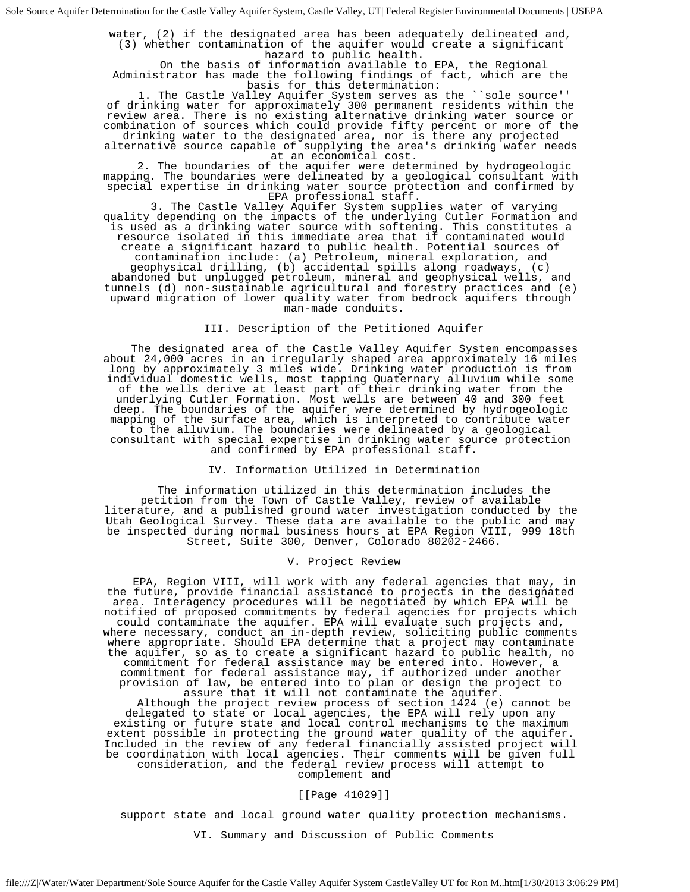water, (2) if the designated area has been adequately delineated and, (3) whether contamination of the aquifer would create a significant hazard to public health.

On the basis of information available to EPA, the Regional Administrator has made the following findings of fact, which are the basis for this determination:

1. The Castle Valley Aquifer System serves as the ``sole source'' of drinking water for approximately 300 permanent residents within the review area. There is no existing alternative drinking water source or combination of sources which could provide fifty percent or more of the drinking water to the designated area, nor is there any projected alternative source capable of supplying the area's drinking water needs at an economical cost.

2. The boundaries of the aquifer were determined by hydrogeologic mapping. The boundaries were delineated by a geological consultant with special expertise in drinking water source protection and confirmed by EPA professional staff.

3. The Castle Valley Aquifer System supplies water of varying quality depending on the impacts of the underlying Cutler Formation and is used as a drinking water source with softening. This constitutes a resource isolated in this immediate area that if contaminated would create a significant hazard to public health. Potential sources of contamination include: (a) Petroleum, mineral exploration, and geophysical drilling, (b) accidental spills along roadways, (c) abandoned but unplugged petroleum, mineral and geophysical wells, and tunnels (d) non-sustainable agricultural and forestry practices and (e) upward migration of lower quality water from bedrock aquifers through man-made conduits.

## III. Description of the Petitioned Aquifer

The designated area of the Castle Valley Aquifer System encompasses about 24,000 acres in an irregularly shaped area approximately 16 miles long by approximately 3 miles wide. Drinking water production is from individual domestic wells, most tapping Quaternary alluvium while some of the wells derive at least part of their drinking water from the underlying Cutler Formation. Most wells are between 40 and 300 feet deep. The boundaries of the aquifer were determined by hydrogeologic mapping of the surface area, which is interpreted to contribute water to the alluvium. The boundaries were delineated by a geological consultant with special expertise in drinking water source protection and confirmed by EPA professional staff.

## IV. Information Utilized in Determination

The information utilized in this determination includes the petition from the Town of Castle Valley, review of available literature, and a published ground water investigation conducted by the Utah Geological Survey. These data are available to the public and may be inspected during normal business hours at EPA Region VIII, 999 18th Street, Suite 300, Denver, Colorado 80202-2466.

## V. Project Review

EPA, Region VIII, will work with any federal agencies that may, in the future, provide financial assistance to projects in the designated area. Interagency procedures will be negotiated by which EPA will be notified of proposed commitments by federal agencies for projects which could contaminate the aquifer. EPA will evaluate such projects and, where necessary, conduct an in-depth review, soliciting public comments where appropriate. Should EPA determine that a project may contaminate the aquifer, so as to create a significant hazard to public health, no commitment for federal assistance may be entered into. However, a commitment for federal assistance may, if authorized under another provision of law, be entered into to plan or design the project to assure that it will not contaminate the aquifer.

Although the project review process of section 1424 (e) cannot be delegated to state or local agencies, the EPA will rely upon any existing or future state and local control mechanisms to the maximum extent possible in protecting the ground water quality of the aquifer. Included in the review of any federal financially assisted project will be coordination with local agencies. Their comments will be given full consideration, and the federal review process will attempt to complement and

[[Page 41029]]

support state and local ground water quality protection mechanisms.

## VI. Summary and Discussion of Public Comments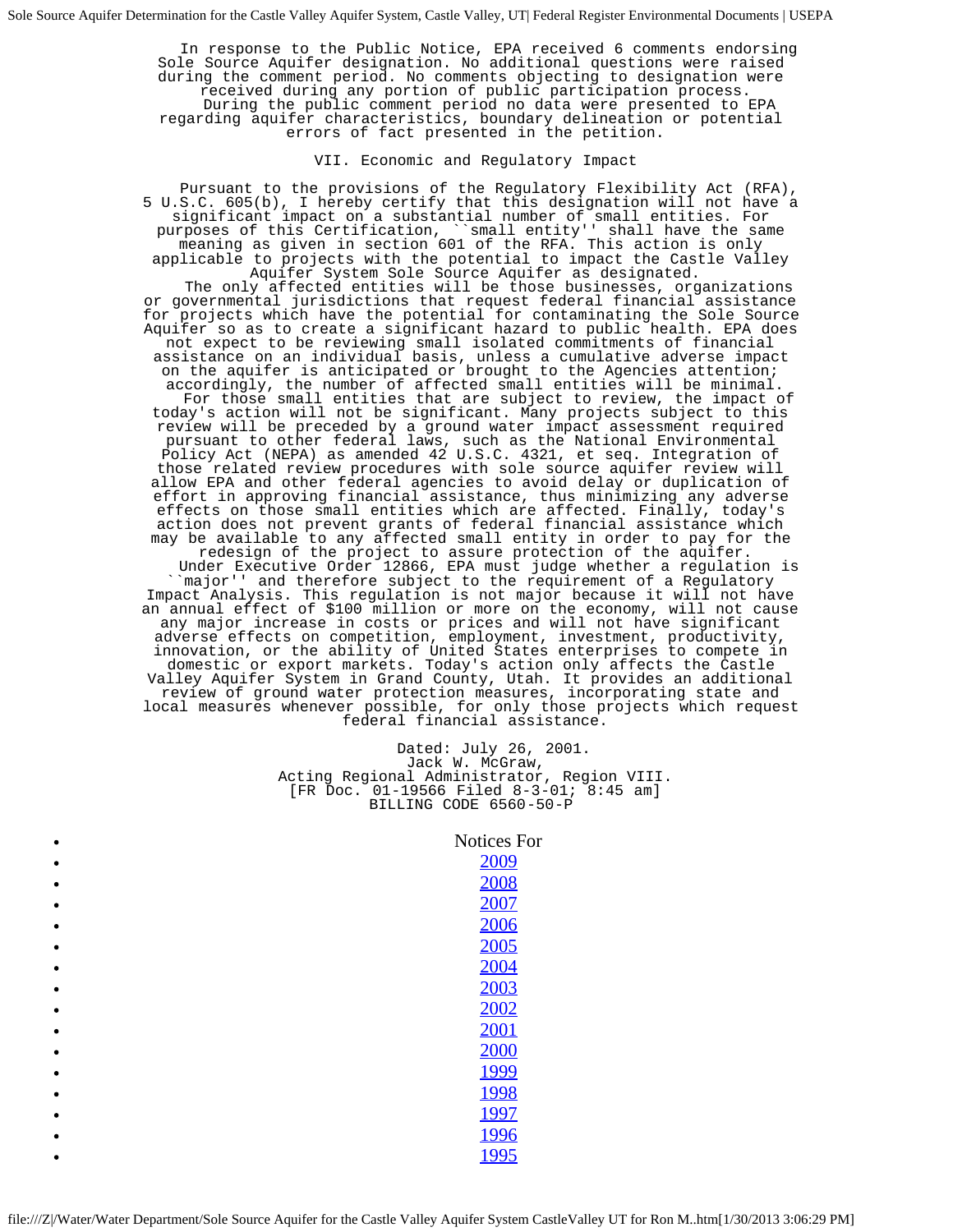In response to the Public Notice, EPA received 6 comments endorsing Sole Source Aquifer designation. No additional questions were raised during the comment period. No comments objecting to designation were received during any portion of public participation process.

During the public comment period no data were presented to EPA regarding aquifer characteristics, boundary delineation or potential errors of fact presented in the petition.

## VII. Economic and Regulatory Impact

Pursuant to the provisions of the Regulatory Flexibility Act (RFA), 5 U.S.C. 605(b), I hereby certify that this designation will not have a significant impact on a substantial number of small entities. For purposes of this Certification, ``small entity'' shall have the same meaning as given in section 601 of the RFA. This action is only applicable to projects with the potential to impact the Castle Valley Aquifer System Sole Source Aquifer as designated.

The only affected entities will be those businesses, organizations or governmental jurisdictions that request federal financial assistance for projects which have the potential for contaminating the Sole Source Aquifer so as to create a significant hazard to public health. EPA does not expect to be reviewing small isolated commitments of financial assistance on an individual basis, unless a cumulative adverse impact on the aquifer is anticipated or brought to the Agencies attention; accordingly, the number of affected small entities will be minimal.

For those small entities that are subject to review, the impact of today's action will not be significant. Many projects subject to this review will be preceded by a ground water impact assessment required pursuant to other federal laws, such as the National Environmental Policy Act (NEPA) as amended 42 U.S.C. 4321, et seq. Integration of those related review procedures with sole source aquifer review will allow EPA and other federal agencies to avoid delay or duplication of effort in approving financial assistance, thus minimizing any adverse effects on those small entities which are affected. Finally, today's action does not prevent grants of federal financial assistance which may be available to any affected small entity in order to pay for the redesign of the project to assure protection of the aquifer.

Under Executive Order 12866, EPA must judge whether a regulation is ``major'' and therefore subject to the requirement of a Regulatory Impact Analysis. This regulation is not major because it will not have an annual effect of $100 million or more on the economy, will not cause any major increase in costs or prices and will not have significant adverse effects on competition, employment, investment, productivity, innovation, or the ability of United States enterprises to compete in domestic or export markets. Today's action only affects the Castle Valley Aquifer System in Grand County, Utah. It provides an additional review of ground water protection measures, incorporating state and local measures whenever possible, for only those projects which request federal financial assistance.

Dated: July 26, 2001.
Jack W. McGraw,
Acting Regional Administrator, Region VIII.
[FR Doc. 01-19566 Filed 8-3-01; 8:45 am]
BILLING CODE 6560-50-P

- Notices For
- 2009
- 2008
- 2007
- 2006
- 2005
- 2004
- 2003
- 2002
- 2001
- 2000
- 1999
- 1998
- 1997
- 1996
- 1995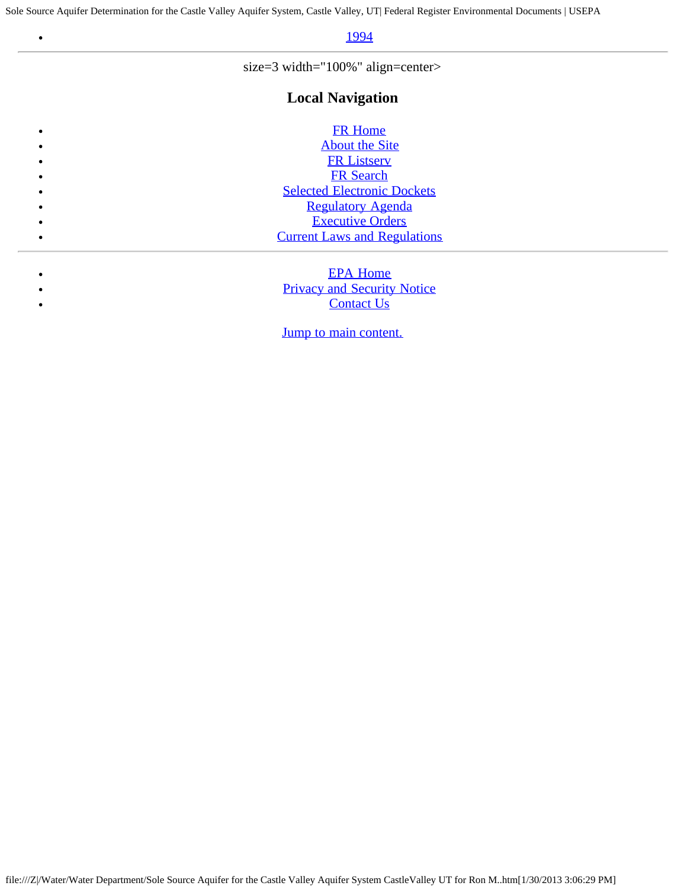- 1994

size=3 width="100%" align=center>

### Local Navigation

- FR Home
- About the Site
- FR Listserv
- FR Search
- Selected Electronic Dockets
- Regulatory Agenda
- Executive Orders
- Current Laws and Regulations

---

- EPA Home
- Privacy and Security Notice
- Contact Us

Jump to main content.